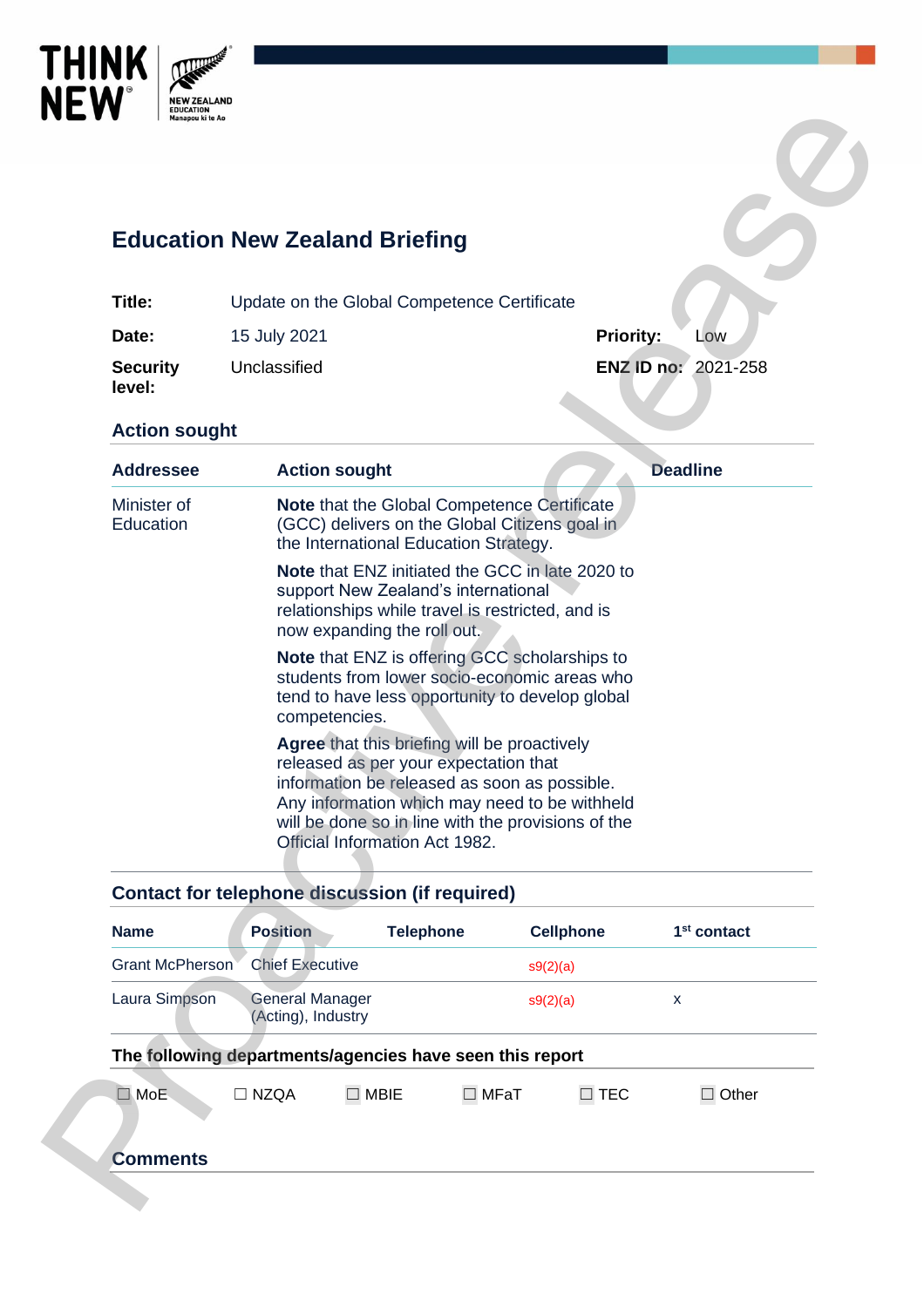# Education New Zealand Briefing

| | | | |
|---|---|---|---|
| **Title:** | Update on the Global Competence Certificate | | |
| **Date:** | 15 July 2021 | **Priority:** | Low |
| **Security level:** | Unclassified | **ENZ ID no:** | 2021-258 |

## Action sought

| Addressee | Action sought | Deadline |
|---|---|---|
| Minister of Education | **Note** that the Global Competence Certificate (GCC) delivers on the Global Citizens goal in the International Education Strategy.<br><br>**Note** that ENZ initiated the GCC in late 2020 to support New Zealand's international relationships while travel is restricted, and is now expanding the roll out.<br><br>**Note** that ENZ is offering GCC scholarships to students from lower socio-economic areas who tend to have less opportunity to develop global competencies.<br><br>**Agree** that this briefing will be proactively released as per your expectation that information be released as soon as possible. Any information which may need to be withheld will be done so in line with the provisions of the Official Information Act 1982. | |

## Contact for telephone discussion (if required)

| Name | Position | Telephone | Cellphone | 1st contact |
|---|---|---|---|---|
| Grant McPherson | Chief Executive | | s9(2)(a) | |
| Laura Simpson | General Manager (Acting), Industry | | s9(2)(a) | x |

## The following departments/agencies have seen this report

☐ MoE ☐ NZQA ☐ MBIE ☐ MFaT ☐ TEC ☐ Other

## Comments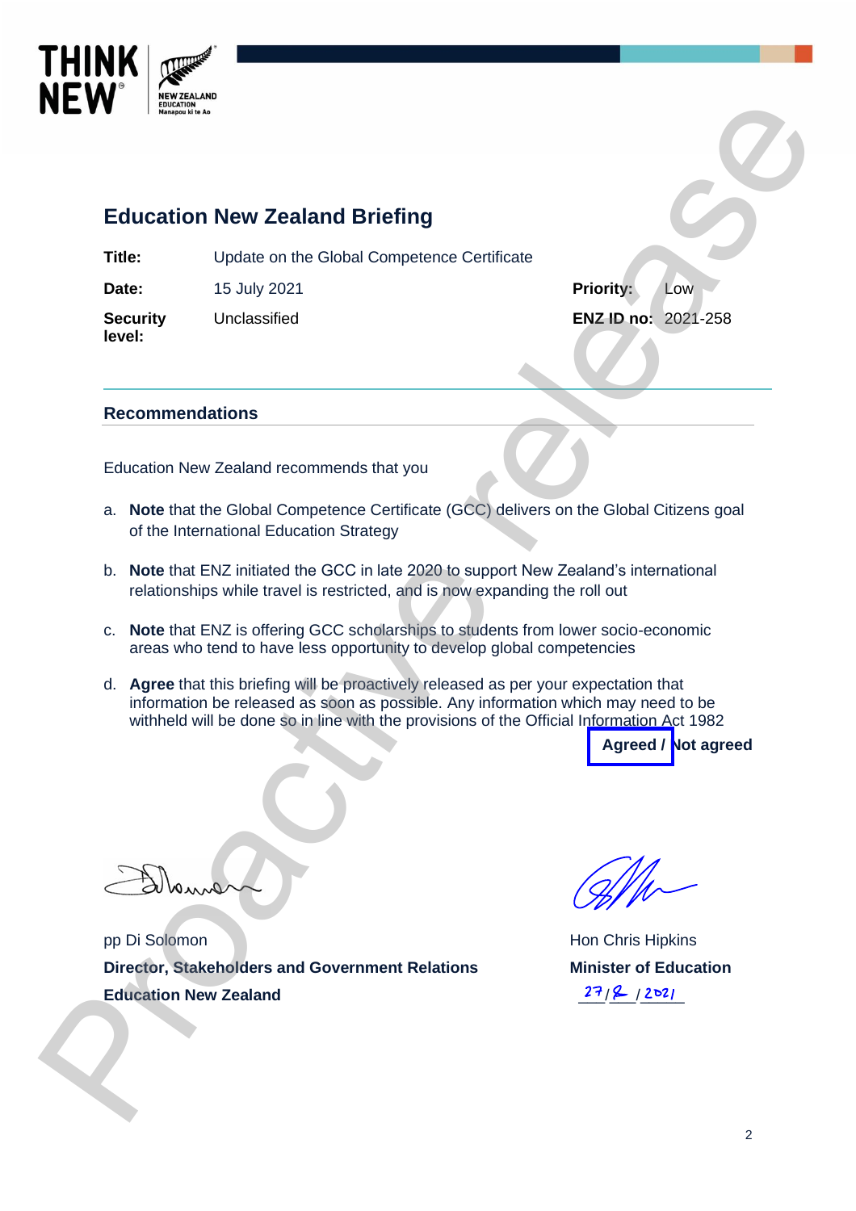THINK NEW | NEW ZEALAND EDUCATION Manapou ki te Ao

# Education New Zealand Briefing

| | | | |
|---|---|---|---|
| **Title:** | Update on the Global Competence Certificate | | |
| **Date:** | 15 July 2021 | **Priority:** | Low |
| **Security level:** | Unclassified | **ENZ ID no:** | 2021-258 |

## Recommendations

Education New Zealand recommends that you

a. **Note** that the Global Competence Certificate (GCC) delivers on the Global Citizens goal of the International Education Strategy

b. **Note** that ENZ initiated the GCC in late 2020 to support New Zealand's international relationships while travel is restricted, and is now expanding the roll out

c. **Note** that ENZ is offering GCC scholarships to students from lower socio-economic areas who tend to have less opportunity to develop global competencies

d. **Agree** that this briefing will be proactively released as per your expectation that information be released as soon as possible. Any information which may need to be withheld will be done so in line with the provisions of the Official Information Act 1982

**Agreed / Not agreed**

pp Di Solomon
**Director, Stakeholders and Government Relations**
**Education New Zealand**

Hon Chris Hipkins
**Minister of Education**
27/8/2021

Proactive release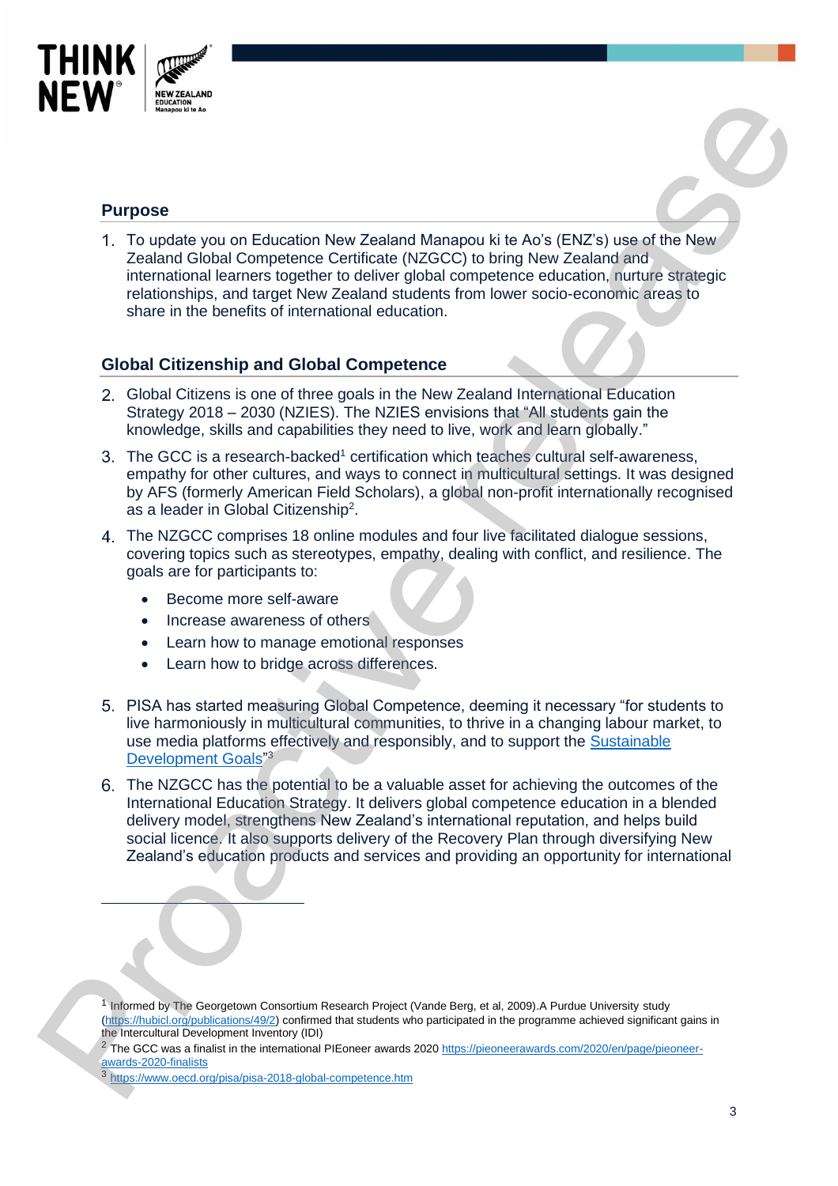## Purpose

1. To update you on Education New Zealand Manapou ki te Ao's (ENZ's) use of the New Zealand Global Competence Certificate (NZGCC) to bring New Zealand and international learners together to deliver global competence education, nurture strategic relationships, and target New Zealand students from lower socio-economic areas to share in the benefits of international education.

## Global Citizenship and Global Competence

2. Global Citizens is one of three goals in the New Zealand International Education Strategy 2018 – 2030 (NZIES). The NZIES envisions that "All students gain the knowledge, skills and capabilities they need to live, work and learn globally."

3. The GCC is a research-backed[1] certification which teaches cultural self-awareness, empathy for other cultures, and ways to connect in multicultural settings. It was designed by AFS (formerly American Field Scholars), a global non-profit internationally recognised as a leader in Global Citizenship[2].

4. The NZGCC comprises 18 online modules and four live facilitated dialogue sessions, covering topics such as stereotypes, empathy, dealing with conflict, and resilience. The goals are for participants to:

   - Become more self-aware
   - Increase awareness of others
   - Learn how to manage emotional responses
   - Learn how to bridge across differences.

5. PISA has started measuring Global Competence, deeming it necessary "for students to live harmoniously in multicultural communities, to thrive in a changing labour market, to use media platforms effectively and responsibly, and to support the Sustainable Development Goals"[3]

6. The NZGCC has the potential to be a valuable asset for achieving the outcomes of the International Education Strategy. It delivers global competence education in a blended delivery model, strengthens New Zealand's international reputation, and helps build social licence. It also supports delivery of the Recovery Plan through diversifying New Zealand's education products and services and providing an opportunity for international

---

[1] Informed by The Georgetown Consortium Research Project (Vande Berg, et al, 2009).A Purdue University study (https://hubicl.org/publications/49/2) confirmed that students who participated in the programme achieved significant gains in the Intercultural Development Inventory (IDI)

[2] The GCC was a finalist in the international PIEoneer awards 2020 https://pieoneerawards.com/2020/en/page/pieoneer-awards-2020-finalists

[3] https://www.oecd.org/pisa/pisa-2018-global-competence.htm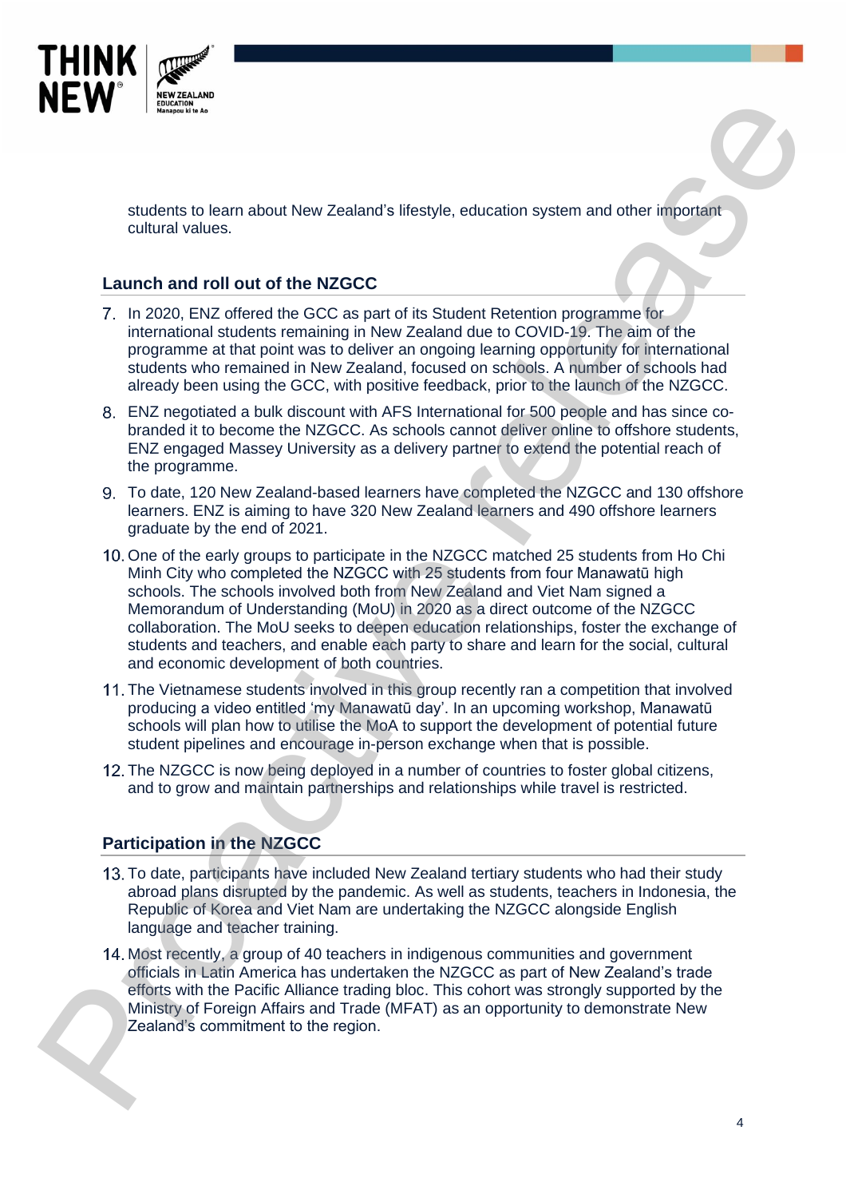students to learn about New Zealand's lifestyle, education system and other important cultural values.

## Launch and roll out of the NZGCC

7. In 2020, ENZ offered the GCC as part of its Student Retention programme for international students remaining in New Zealand due to COVID-19. The aim of the programme at that point was to deliver an ongoing learning opportunity for international students who remained in New Zealand, focused on schools. A number of schools had already been using the GCC, with positive feedback, prior to the launch of the NZGCC.
8. ENZ negotiated a bulk discount with AFS International for 500 people and has since co-branded it to become the NZGCC. As schools cannot deliver online to offshore students, ENZ engaged Massey University as a delivery partner to extend the potential reach of the programme.
9. To date, 120 New Zealand-based learners have completed the NZGCC and 130 offshore learners. ENZ is aiming to have 320 New Zealand learners and 490 offshore learners graduate by the end of 2021.
10. One of the early groups to participate in the NZGCC matched 25 students from Ho Chi Minh City who completed the NZGCC with 25 students from four Manawatū high schools. The schools involved both from New Zealand and Viet Nam signed a Memorandum of Understanding (MoU) in 2020 as a direct outcome of the NZGCC collaboration. The MoU seeks to deepen education relationships, foster the exchange of students and teachers, and enable each party to share and learn for the social, cultural and economic development of both countries.
11. The Vietnamese students involved in this group recently ran a competition that involved producing a video entitled 'my Manawatū day'. In an upcoming workshop, Manawatū schools will plan how to utilise the MoA to support the development of potential future student pipelines and encourage in-person exchange when that is possible.
12. The NZGCC is now being deployed in a number of countries to foster global citizens, and to grow and maintain partnerships and relationships while travel is restricted.

## Participation in the NZGCC

13. To date, participants have included New Zealand tertiary students who had their study abroad plans disrupted by the pandemic. As well as students, teachers in Indonesia, the Republic of Korea and Viet Nam are undertaking the NZGCC alongside English language and teacher training.
14. Most recently, a group of 40 teachers in indigenous communities and government officials in Latin America has undertaken the NZGCC as part of New Zealand's trade efforts with the Pacific Alliance trading bloc. This cohort was strongly supported by the Ministry of Foreign Affairs and Trade (MFAT) as an opportunity to demonstrate New Zealand's commitment to the region.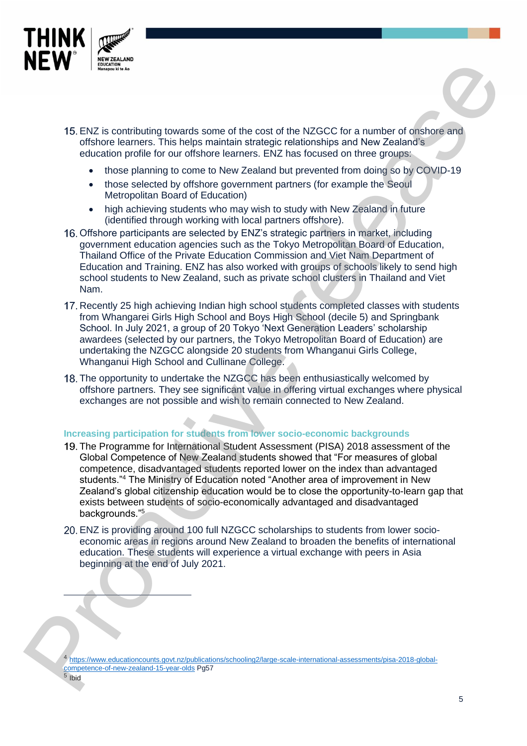15. ENZ is contributing towards some of the cost of the NZGCC for a number of onshore and offshore learners. This helps maintain strategic relationships and New Zealand's education profile for our offshore learners. ENZ has focused on three groups:
    - those planning to come to New Zealand but prevented from doing so by COVID-19
    - those selected by offshore government partners (for example the Seoul Metropolitan Board of Education)
    - high achieving students who may wish to study with New Zealand in future (identified through working with local partners offshore).
16. Offshore participants are selected by ENZ's strategic partners in market, including government education agencies such as the Tokyo Metropolitan Board of Education, Thailand Office of the Private Education Commission and Viet Nam Department of Education and Training. ENZ has also worked with groups of schools likely to send high school students to New Zealand, such as private school clusters in Thailand and Viet Nam.
17. Recently 25 high achieving Indian high school students completed classes with students from Whangarei Girls High School and Boys High School (decile 5) and Springbank School. In July 2021, a group of 20 Tokyo 'Next Generation Leaders' scholarship awardees (selected by our partners, the Tokyo Metropolitan Board of Education) are undertaking the NZGCC alongside 20 students from Whanganui Girls College, Whanganui High School and Cullinane College.
18. The opportunity to undertake the NZGCC has been enthusiastically welcomed by offshore partners. They see significant value in offering virtual exchanges where physical exchanges are not possible and wish to remain connected to New Zealand.

### Increasing participation for students from lower socio-economic backgrounds

19. The Programme for International Student Assessment (PISA) 2018 assessment of the Global Competence of New Zealand students showed that "For measures of global competence, disadvantaged students reported lower on the index than advantaged students."[4] The Ministry of Education noted "Another area of improvement in New Zealand's global citizenship education would be to close the opportunity-to-learn gap that exists between students of socio-economically advantaged and disadvantaged backgrounds."[5]
20. ENZ is providing around 100 full NZGCC scholarships to students from lower socio-economic areas in regions around New Zealand to broaden the benefits of international education. These students will experience a virtual exchange with peers in Asia beginning at the end of July 2021.

---

[4] https://www.educationcounts.govt.nz/publications/schooling2/large-scale-international-assessments/pisa-2018-global-competence-of-new-zealand-15-year-olds Pg57

[5] Ibid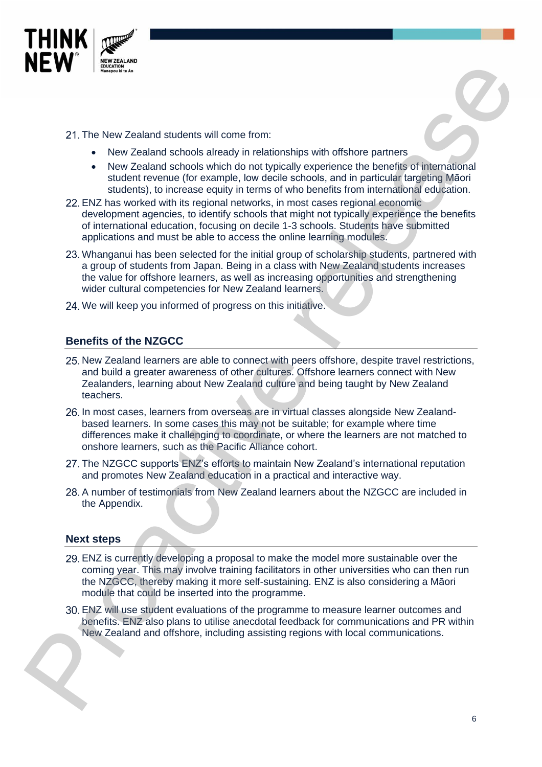21. The New Zealand students will come from:
    - New Zealand schools already in relationships with offshore partners
    - New Zealand schools which do not typically experience the benefits of international student revenue (for example, low decile schools, and in particular targeting Māori students), to increase equity in terms of who benefits from international education.
22. ENZ has worked with its regional networks, in most cases regional economic development agencies, to identify schools that might not typically experience the benefits of international education, focusing on decile 1-3 schools. Students have submitted applications and must be able to access the online learning modules.
23. Whanganui has been selected for the initial group of scholarship students, partnered with a group of students from Japan. Being in a class with New Zealand students increases the value for offshore learners, as well as increasing opportunities and strengthening wider cultural competencies for New Zealand learners.
24. We will keep you informed of progress on this initiative.

## Benefits of the NZGCC

25. New Zealand learners are able to connect with peers offshore, despite travel restrictions, and build a greater awareness of other cultures. Offshore learners connect with New Zealanders, learning about New Zealand culture and being taught by New Zealand teachers.
26. In most cases, learners from overseas are in virtual classes alongside New Zealand-based learners. In some cases this may not be suitable; for example where time differences make it challenging to coordinate, or where the learners are not matched to onshore learners, such as the Pacific Alliance cohort.
27. The NZGCC supports ENZ's efforts to maintain New Zealand's international reputation and promotes New Zealand education in a practical and interactive way.
28. A number of testimonials from New Zealand learners about the NZGCC are included in the Appendix.

## Next steps

29. ENZ is currently developing a proposal to make the model more sustainable over the coming year. This may involve training facilitators in other universities who can then run the NZGCC, thereby making it more self-sustaining. ENZ is also considering a Māori module that could be inserted into the programme.
30. ENZ will use student evaluations of the programme to measure learner outcomes and benefits. ENZ also plans to utilise anecdotal feedback for communications and PR within New Zealand and offshore, including assisting regions with local communications.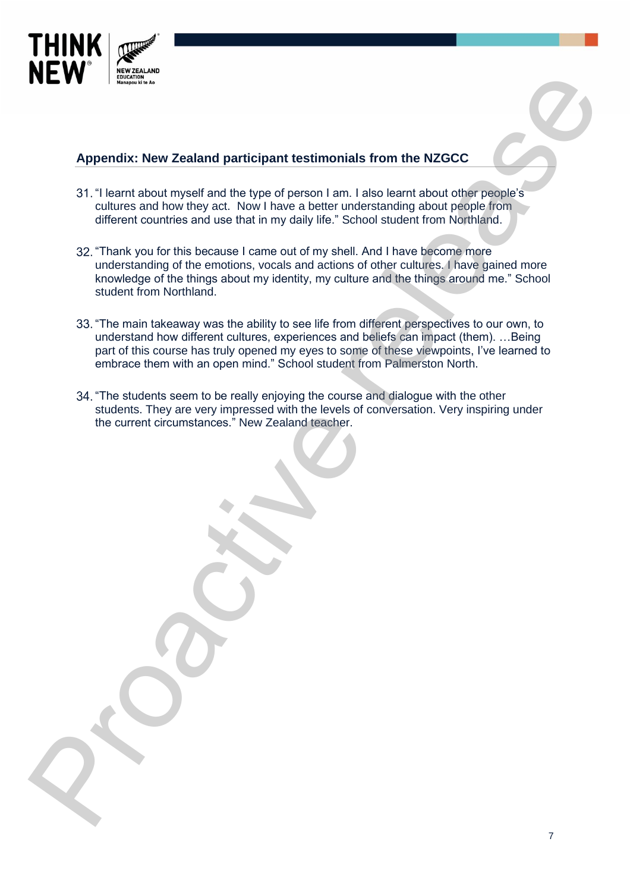## Appendix: New Zealand participant testimonials from the NZGCC

31. "I learnt about myself and the type of person I am. I also learnt about other people's cultures and how they act. Now I have a better understanding about people from different countries and use that in my daily life." School student from Northland.

32. "Thank you for this because I came out of my shell. And I have become more understanding of the emotions, vocals and actions of other cultures. I have gained more knowledge of the things about my identity, my culture and the things around me." School student from Northland.

33. "The main takeaway was the ability to see life from different perspectives to our own, to understand how different cultures, experiences and beliefs can impact (them). …Being part of this course has truly opened my eyes to some of these viewpoints, I've learned to embrace them with an open mind." School student from Palmerston North.

34. "The students seem to be really enjoying the course and dialogue with the other students. They are very impressed with the levels of conversation. Very inspiring under the current circumstances." New Zealand teacher.